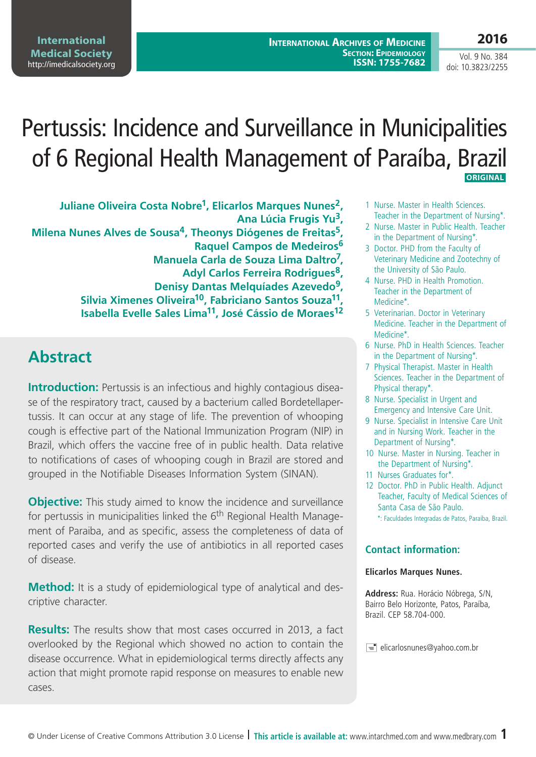# Pertussis: Incidence and Surveillance in Municipalities of 6 Regional Health Management of Paraíba, Brazil

ORIGINAL

**Juliane Oliveira Costa Nobre[1], Elicarlos Marques Nunes[2], Ana Lúcia Frugis Yu[3], Milena Nunes Alves de Sousa[4], Theonys Diógenes de Freitas[5], Raquel Campos de Medeiros[6], Manuela Carla de Souza Lima Daltro[7], Adyl Carlos Ferreira Rodrigues[8], Denisy Dantas Melquíades Azevedo[9], Silvia Ximenes Oliveira[10], Fabriciano Santos Souza[11], Isabella Evelle Sales Lima[11], José Cássio de Moraes[12]**

1 Nurse. Master in Health Sciences. Teacher in the Department of Nursing*.
2 Nurse. Master in Public Health. Teacher in the Department of Nursing*.
3 Doctor. PHD from the Faculty of Veterinary Medicine and Zootechny of the University of São Paulo.
4 Nurse. PHD in Health Promotion. Teacher in the Department of Medicine*.
5 Veterinarian. Doctor in Veterinary Medicine. Teacher in the Department of Medicine*.
6 Nurse. PhD in Health Sciences. Teacher in the Department of Nursing*.
7 Physical Therapist. Master in Health Sciences. Teacher in the Department of Physical therapy*.
8 Nurse. Specialist in Urgent and Emergency and Intensive Care Unit.
9 Nurse. Specialist in Intensive Care Unit and in Nursing Work. Teacher in the Department of Nursing*.
10 Nurse. Master in Nursing. Teacher in the Department of Nursing*.
11 Nurses Graduates for*.
12 Doctor. PhD in Public Health. Adjunct Teacher, Faculty of Medical Sciences of Santa Casa de São Paulo.

*: Faculdades Integradas de Patos, Paraíba, Brazil.

### Contact information:

**Elicarlos Marques Nunes.**

**Address:** Rua. Horácio Nóbrega, S/N, Bairro Belo Horizonte, Patos, Paraíba, Brazil. CEP 58.704-000.

elicarlosnunes@yahoo.com.br

## Abstract

**Introduction:** Pertussis is an infectious and highly contagious disease of the respiratory tract, caused by a bacterium called Bordetellapertussis. It can occur at any stage of life. The prevention of whooping cough is effective part of the National Immunization Program (NIP) in Brazil, which offers the vaccine free of in public health. Data relative to notifications of cases of whooping cough in Brazil are stored and grouped in the Notifiable Diseases Information System (SINAN).

**Objective:** This study aimed to know the incidence and surveillance for pertussis in municipalities linked the 6[th] Regional Health Management of Paraiba, and as specific, assess the completeness of data of reported cases and verify the use of antibiotics in all reported cases of disease.

**Method:** It is a study of epidemiological type of analytical and descriptive character.

**Results:** The results show that most cases occurred in 2013, a fact overlooked by the Regional which showed no action to contain the disease occurrence. What in epidemiological terms directly affects any action that might promote rapid response on measures to enable new cases.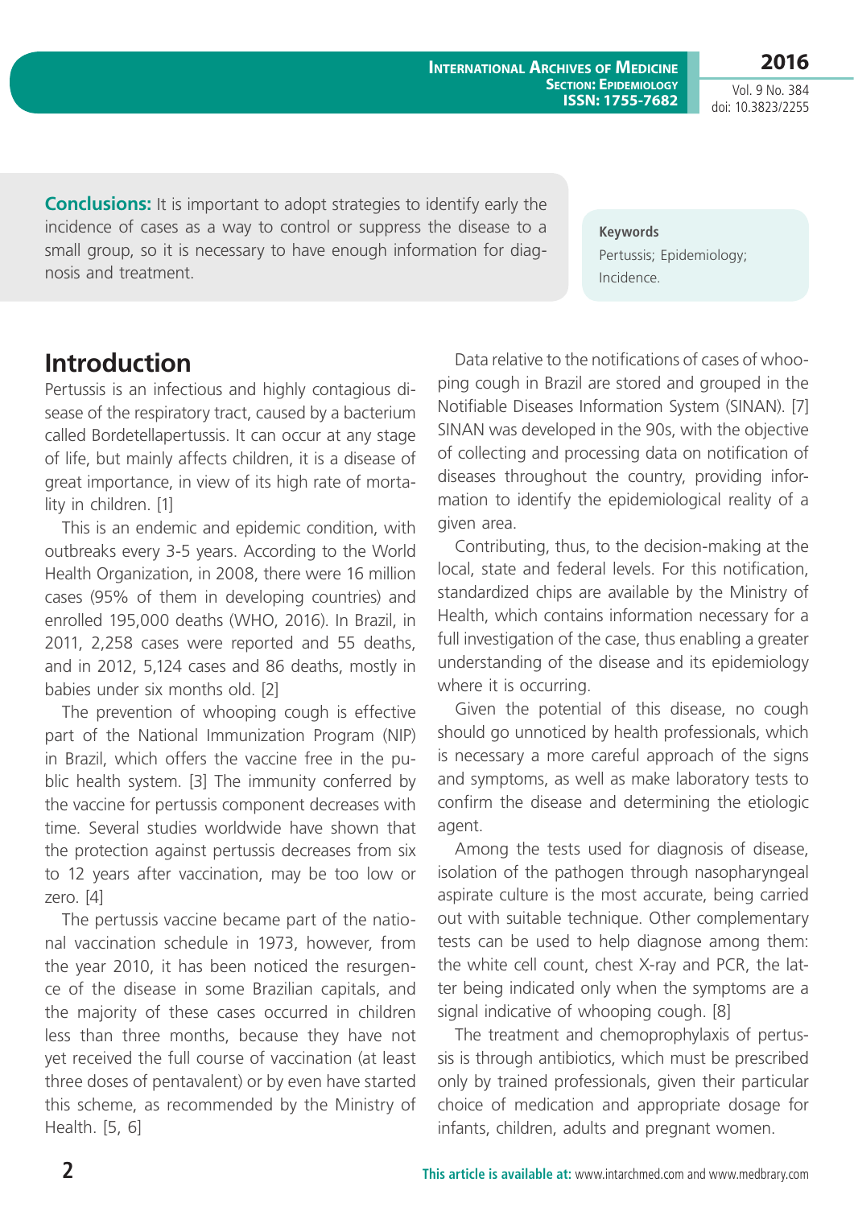**Conclusions:** It is important to adopt strategies to identify early the incidence of cases as a way to control or suppress the disease to a small group, so it is necessary to have enough information for diagnosis and treatment.

**Keywords**

Pertussis; Epidemiology; Incidence.

## Introduction

Pertussis is an infectious and highly contagious disease of the respiratory tract, caused by a bacterium called Bordetellapertussis. It can occur at any stage of life, but mainly affects children, it is a disease of great importance, in view of its high rate of mortality in children. [1]

This is an endemic and epidemic condition, with outbreaks every 3-5 years. According to the World Health Organization, in 2008, there were 16 million cases (95% of them in developing countries) and enrolled 195,000 deaths (WHO, 2016). In Brazil, in 2011, 2,258 cases were reported and 55 deaths, and in 2012, 5,124 cases and 86 deaths, mostly in babies under six months old. [2]

The prevention of whooping cough is effective part of the National Immunization Program (NIP) in Brazil, which offers the vaccine free in the public health system. [3] The immunity conferred by the vaccine for pertussis component decreases with time. Several studies worldwide have shown that the protection against pertussis decreases from six to 12 years after vaccination, may be too low or zero. [4]

The pertussis vaccine became part of the national vaccination schedule in 1973, however, from the year 2010, it has been noticed the resurgence of the disease in some Brazilian capitals, and the majority of these cases occurred in children less than three months, because they have not yet received the full course of vaccination (at least three doses of pentavalent) or by even have started this scheme, as recommended by the Ministry of Health. [5, 6]

Data relative to the notifications of cases of whooping cough in Brazil are stored and grouped in the Notifiable Diseases Information System (SINAN). [7] SINAN was developed in the 90s, with the objective of collecting and processing data on notification of diseases throughout the country, providing information to identify the epidemiological reality of a given area.

Contributing, thus, to the decision-making at the local, state and federal levels. For this notification, standardized chips are available by the Ministry of Health, which contains information necessary for a full investigation of the case, thus enabling a greater understanding of the disease and its epidemiology where it is occurring.

Given the potential of this disease, no cough should go unnoticed by health professionals, which is necessary a more careful approach of the signs and symptoms, as well as make laboratory tests to confirm the disease and determining the etiologic agent.

Among the tests used for diagnosis of disease, isolation of the pathogen through nasopharyngeal aspirate culture is the most accurate, being carried out with suitable technique. Other complementary tests can be used to help diagnose among them: the white cell count, chest X-ray and PCR, the latter being indicated only when the symptoms are a signal indicative of whooping cough. [8]

The treatment and chemoprophylaxis of pertussis is through antibiotics, which must be prescribed only by trained professionals, given their particular choice of medication and appropriate dosage for infants, children, adults and pregnant women.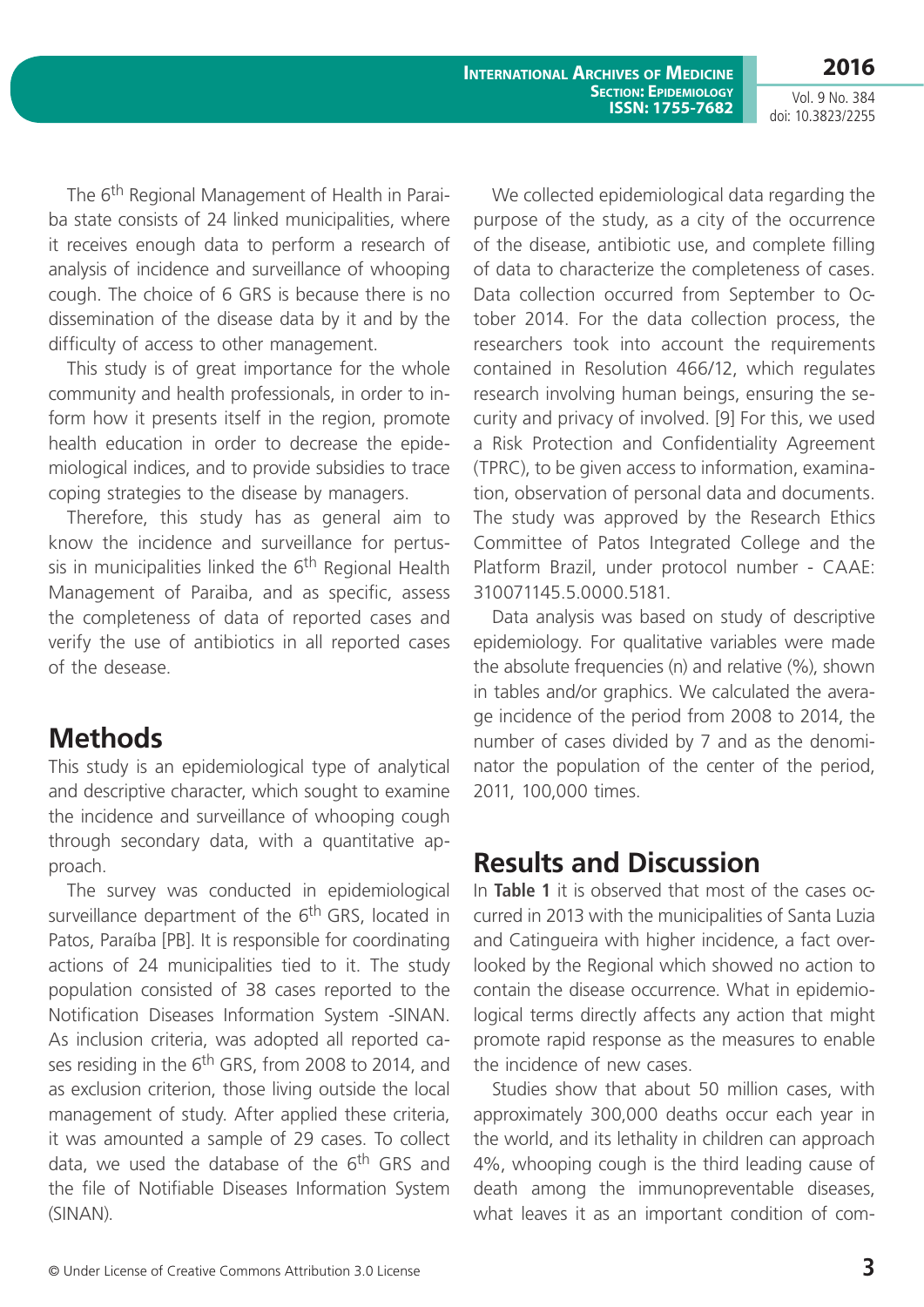The 6th Regional Management of Health in Paraiba state consists of 24 linked municipalities, where it receives enough data to perform a research of analysis of incidence and surveillance of whooping cough. The choice of 6 GRS is because there is no dissemination of the disease data by it and by the difficulty of access to other management.

This study is of great importance for the whole community and health professionals, in order to inform how it presents itself in the region, promote health education in order to decrease the epidemiological indices, and to provide subsidies to trace coping strategies to the disease by managers.

Therefore, this study has as general aim to know the incidence and surveillance for pertussis in municipalities linked the 6th Regional Health Management of Paraiba, and as specific, assess the completeness of data of reported cases and verify the use of antibiotics in all reported cases of the desease.

## Methods

This study is an epidemiological type of analytical and descriptive character, which sought to examine the incidence and surveillance of whooping cough through secondary data, with a quantitative approach.

The survey was conducted in epidemiological surveillance department of the 6th GRS, located in Patos, Paraíba [PB]. It is responsible for coordinating actions of 24 municipalities tied to it. The study population consisted of 38 cases reported to the Notification Diseases Information System -SINAN. As inclusion criteria, was adopted all reported cases residing in the 6th GRS, from 2008 to 2014, and as exclusion criterion, those living outside the local management of study. After applied these criteria, it was amounted a sample of 29 cases. To collect data, we used the database of the 6th GRS and the file of Notifiable Diseases Information System (SINAN).

We collected epidemiological data regarding the purpose of the study, as a city of the occurrence of the disease, antibiotic use, and complete filling of data to characterize the completeness of cases. Data collection occurred from September to October 2014. For the data collection process, the researchers took into account the requirements contained in Resolution 466/12, which regulates research involving human beings, ensuring the security and privacy of involved. [9] For this, we used a Risk Protection and Confidentiality Agreement (TPRC), to be given access to information, examination, observation of personal data and documents. The study was approved by the Research Ethics Committee of Patos Integrated College and the Platform Brazil, under protocol number - CAAE: 310071145.5.0000.5181.

Data analysis was based on study of descriptive epidemiology. For qualitative variables were made the absolute frequencies (n) and relative (%), shown in tables and/or graphics. We calculated the average incidence of the period from 2008 to 2014, the number of cases divided by 7 and as the denominator the population of the center of the period, 2011, 100,000 times.

## Results and Discussion

In **Table 1** it is observed that most of the cases occurred in 2013 with the municipalities of Santa Luzia and Catingueira with higher incidence, a fact overlooked by the Regional which showed no action to contain the disease occurrence. What in epidemiological terms directly affects any action that might promote rapid response as the measures to enable the incidence of new cases.

Studies show that about 50 million cases, with approximately 300,000 deaths occur each year in the world, and its lethality in children can approach 4%, whooping cough is the third leading cause of death among the immunopreventable diseases, what leaves it as an important condition of com-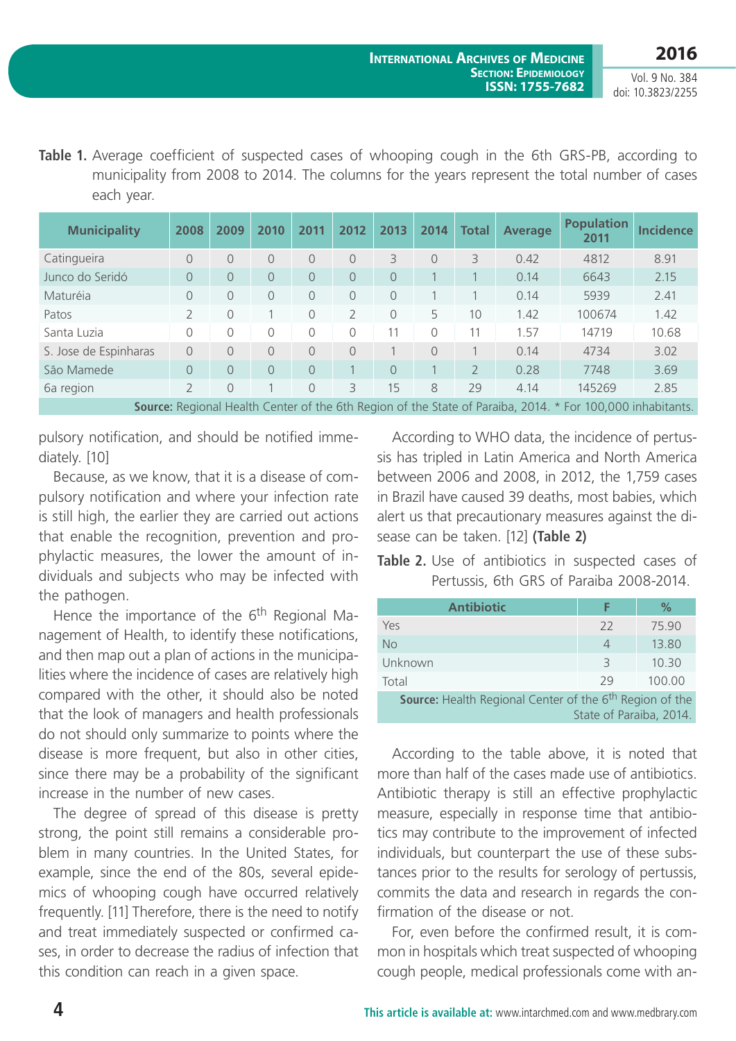**Table 1.** Average coefficient of suspected cases of whooping cough in the 6th GRS-PB, according to municipality from 2008 to 2014. The columns for the years represent the total number of cases each year.

| Municipality | 2008 | 2009 | 2010 | 2011 | 2012 | 2013 | 2014 | Total | Average | Population 2011 | Incidence |
|---|---|---|---|---|---|---|---|---|---|---|---|
| Catingueira | 0 | 0 | 0 | 0 | 0 | 3 | 0 | 3 | 0.42 | 4812 | 8.91 |
| Junco do Seridó | 0 | 0 | 0 | 0 | 0 | 0 | 1 | 1 | 0.14 | 6643 | 2.15 |
| Maturéia | 0 | 0 | 0 | 0 | 0 | 0 | 1 | 1 | 0.14 | 5939 | 2.41 |
| Patos | 2 | 0 | 1 | 0 | 2 | 0 | 5 | 10 | 1.42 | 100674 | 1.42 |
| Santa Luzia | 0 | 0 | 0 | 0 | 0 | 11 | 0 | 11 | 1.57 | 14719 | 10.68 |
| S. Jose de Espinharas | 0 | 0 | 0 | 0 | 0 | 1 | 0 | 1 | 0.14 | 4734 | 3.02 |
| São Mamede | 0 | 0 | 0 | 0 | 1 | 0 | 1 | 2 | 0.28 | 7748 | 3.69 |
| 6a region | 2 | 0 | 1 | 0 | 3 | 15 | 8 | 29 | 4.14 | 145269 | 2.85 |

**Source:** Regional Health Center of the 6th Region of the State of Paraiba, 2014. * For 100,000 inhabitants.

pulsory notification, and should be notified immediately. [10]

Because, as we know, that it is a disease of compulsory notification and where your infection rate is still high, the earlier they are carried out actions that enable the recognition, prevention and prophylactic measures, the lower the amount of individuals and subjects who may be infected with the pathogen.

Hence the importance of the 6th Regional Management of Health, to identify these notifications, and then map out a plan of actions in the municipalities where the incidence of cases are relatively high compared with the other, it should also be noted that the look of managers and health professionals do not should only summarize to points where the disease is more frequent, but also in other cities, since there may be a probability of the significant increase in the number of new cases.

The degree of spread of this disease is pretty strong, the point still remains a considerable problem in many countries. In the United States, for example, since the end of the 80s, several epidemics of whooping cough have occurred relatively frequently. [11] Therefore, there is the need to notify and treat immediately suspected or confirmed cases, in order to decrease the radius of infection that this condition can reach in a given space.

According to WHO data, the incidence of pertussis has tripled in Latin America and North America between 2006 and 2008, in 2012, the 1,759 cases in Brazil have caused 39 deaths, most babies, which alert us that precautionary measures against the disease can be taken. [12] **(Table 2)**

**Table 2.** Use of antibiotics in suspected cases of Pertussis, 6th GRS of Paraiba 2008-2014.

| Antibiotic | F | % |
|---|---|---|
| Yes | 22 | 75.90 |
| No | 4 | 13.80 |
| Unknown | 3 | 10.30 |
| Total | 29 | 100.00 |

**Source:** Health Regional Center of the 6th Region of the State of Paraiba, 2014.

According to the table above, it is noted that more than half of the cases made use of antibiotics. Antibiotic therapy is still an effective prophylactic measure, especially in response time that antibiotics may contribute to the improvement of infected individuals, but counterpart the use of these substances prior to the results for serology of pertussis, commits the data and research in regards the confirmation of the disease or not.

For, even before the confirmed result, it is common in hospitals which treat suspected of whooping cough people, medical professionals come with an-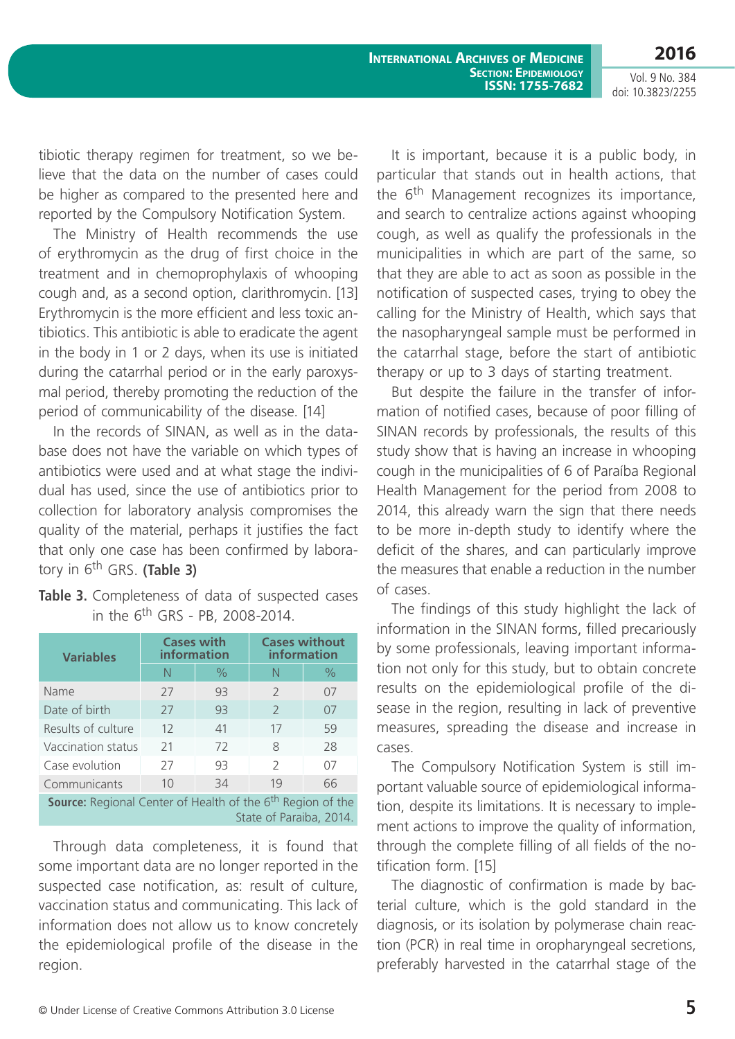tibiotic therapy regimen for treatment, so we believe that the data on the number of cases could be higher as compared to the presented here and reported by the Compulsory Notification System.

The Ministry of Health recommends the use of erythromycin as the drug of first choice in the treatment and in chemoprophylaxis of whooping cough and, as a second option, clarithromycin. [13] Erythromycin is the more efficient and less toxic antibiotics. This antibiotic is able to eradicate the agent in the body in 1 or 2 days, when its use is initiated during the catarrhal period or in the early paroxysmal period, thereby promoting the reduction of the period of communicability of the disease. [14]

In the records of SINAN, as well as in the database does not have the variable on which types of antibiotics were used and at what stage the individual has used, since the use of antibiotics prior to collection for laboratory analysis compromises the quality of the material, perhaps it justifies the fact that only one case has been confirmed by laboratory in 6th GRS. **(Table 3)**

**Table 3.** Completeness of data of suspected cases in the 6th GRS - PB, 2008-2014.

| Variables | Cases with information | | Cases without information | |
|---|---|---|---|---|
| | N | % | N | % |
| Name | 27 | 93 | 2 | 07 |
| Date of birth | 27 | 93 | 2 | 07 |
| Results of culture | 12 | 41 | 17 | 59 |
| Vaccination status | 21 | 72 | 8 | 28 |
| Case evolution | 27 | 93 | 2 | 07 |
| Communicants | 10 | 34 | 19 | 66 |

**Source:** Regional Center of Health of the 6th Region of the State of Paraiba, 2014.

Through data completeness, it is found that some important data are no longer reported in the suspected case notification, as: result of culture, vaccination status and communicating. This lack of information does not allow us to know concretely the epidemiological profile of the disease in the region.

It is important, because it is a public body, in particular that stands out in health actions, that the 6th Management recognizes its importance, and search to centralize actions against whooping cough, as well as qualify the professionals in the municipalities in which are part of the same, so that they are able to act as soon as possible in the notification of suspected cases, trying to obey the calling for the Ministry of Health, which says that the nasopharyngeal sample must be performed in the catarrhal stage, before the start of antibiotic therapy or up to 3 days of starting treatment.

But despite the failure in the transfer of information of notified cases, because of poor filling of SINAN records by professionals, the results of this study show that is having an increase in whooping cough in the municipalities of 6 of Paraíba Regional Health Management for the period from 2008 to 2014, this already warn the sign that there needs to be more in-depth study to identify where the deficit of the shares, and can particularly improve the measures that enable a reduction in the number of cases.

The findings of this study highlight the lack of information in the SINAN forms, filled precariously by some professionals, leaving important information not only for this study, but to obtain concrete results on the epidemiological profile of the disease in the region, resulting in lack of preventive measures, spreading the disease and increase in cases.

The Compulsory Notification System is still important valuable source of epidemiological information, despite its limitations. It is necessary to implement actions to improve the quality of information, through the complete filling of all fields of the notification form. [15]

The diagnostic of confirmation is made by bacterial culture, which is the gold standard in the diagnosis, or its isolation by polymerase chain reaction (PCR) in real time in oropharyngeal secretions, preferably harvested in the catarrhal stage of the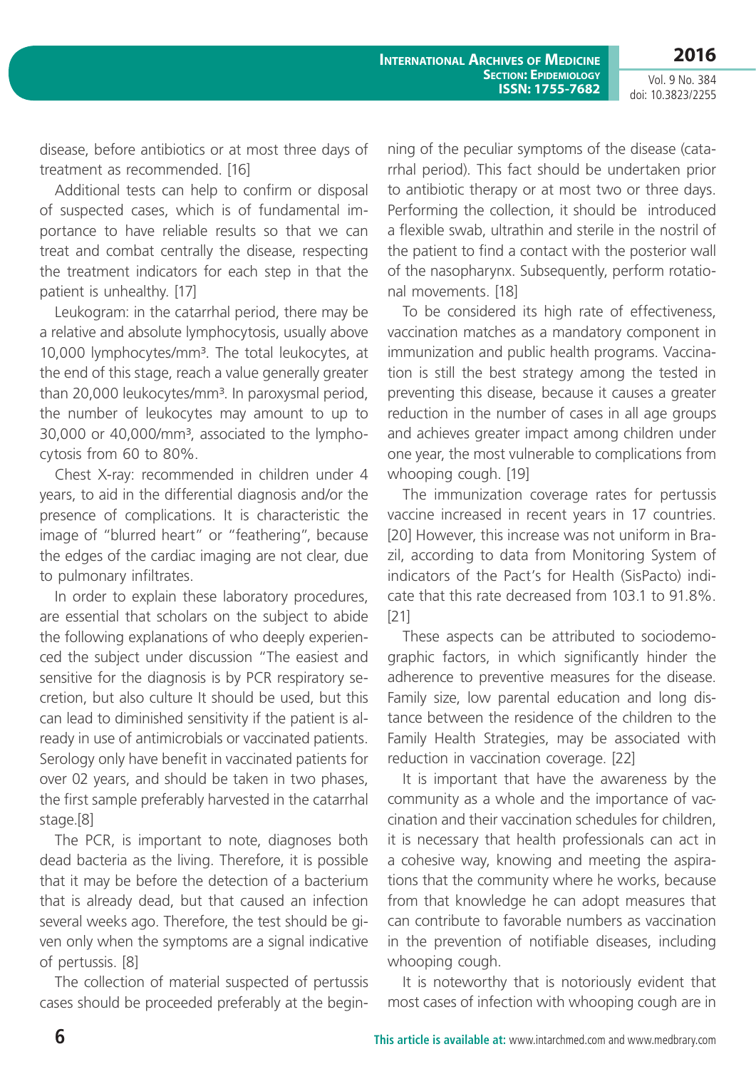disease, before antibiotics or at most three days of treatment as recommended. [16]

Additional tests can help to confirm or disposal of suspected cases, which is of fundamental importance to have reliable results so that we can treat and combat centrally the disease, respecting the treatment indicators for each step in that the patient is unhealthy. [17]

Leukogram: in the catarrhal period, there may be a relative and absolute lymphocytosis, usually above 10,000 lymphocytes/mm³. The total leukocytes, at the end of this stage, reach a value generally greater than 20,000 leukocytes/mm³. In paroxysmal period, the number of leukocytes may amount to up to 30,000 or 40,000/mm³, associated to the lymphocytosis from 60 to 80%.

Chest X-ray: recommended in children under 4 years, to aid in the differential diagnosis and/or the presence of complications. It is characteristic the image of "blurred heart" or "feathering", because the edges of the cardiac imaging are not clear, due to pulmonary infiltrates.

In order to explain these laboratory procedures, are essential that scholars on the subject to abide the following explanations of who deeply experienced the subject under discussion "The easiest and sensitive for the diagnosis is by PCR respiratory secretion, but also culture It should be used, but this can lead to diminished sensitivity if the patient is already in use of antimicrobials or vaccinated patients. Serology only have benefit in vaccinated patients for over 02 years, and should be taken in two phases, the first sample preferably harvested in the catarrhal stage.[8]

The PCR, is important to note, diagnoses both dead bacteria as the living. Therefore, it is possible that it may be before the detection of a bacterium that is already dead, but that caused an infection several weeks ago. Therefore, the test should be given only when the symptoms are a signal indicative of pertussis. [8]

The collection of material suspected of pertussis cases should be proceeded preferably at the beginning of the peculiar symptoms of the disease (catarrhal period). This fact should be undertaken prior to antibiotic therapy or at most two or three days. Performing the collection, it should be introduced a flexible swab, ultrathin and sterile in the nostril of the patient to find a contact with the posterior wall of the nasopharynx. Subsequently, perform rotational movements. [18]

To be considered its high rate of effectiveness, vaccination matches as a mandatory component in immunization and public health programs. Vaccination is still the best strategy among the tested in preventing this disease, because it causes a greater reduction in the number of cases in all age groups and achieves greater impact among children under one year, the most vulnerable to complications from whooping cough. [19]

The immunization coverage rates for pertussis vaccine increased in recent years in 17 countries. [20] However, this increase was not uniform in Brazil, according to data from Monitoring System of indicators of the Pact's for Health (SisPacto) indicate that this rate decreased from 103.1 to 91.8%. [21]

These aspects can be attributed to sociodemographic factors, in which significantly hinder the adherence to preventive measures for the disease. Family size, low parental education and long distance between the residence of the children to the Family Health Strategies, may be associated with reduction in vaccination coverage. [22]

It is important that have the awareness by the community as a whole and the importance of vaccination and their vaccination schedules for children, it is necessary that health professionals can act in a cohesive way, knowing and meeting the aspirations that the community where he works, because from that knowledge he can adopt measures that can contribute to favorable numbers as vaccination in the prevention of notifiable diseases, including whooping cough.

It is noteworthy that is notoriously evident that most cases of infection with whooping cough are in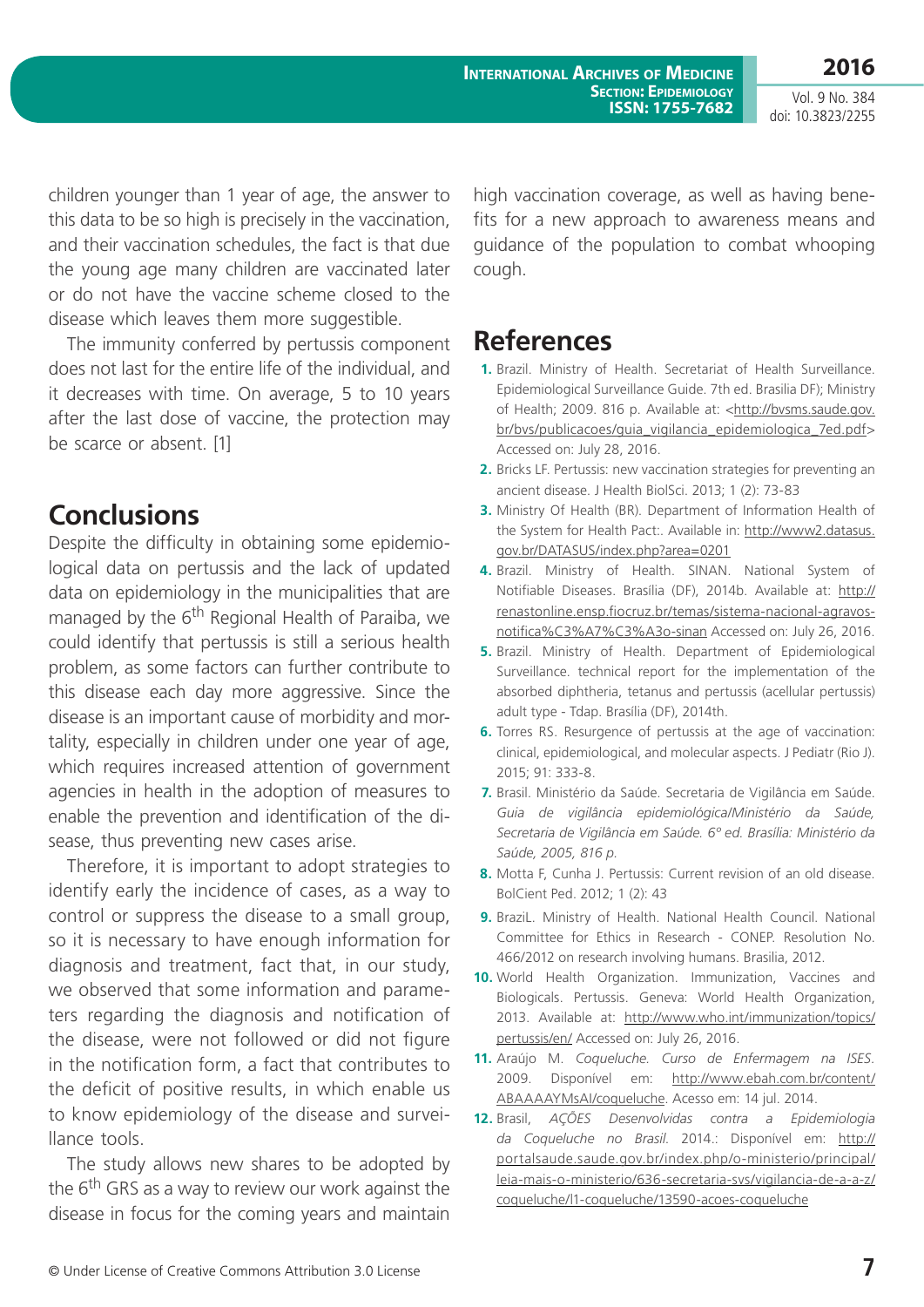children younger than 1 year of age, the answer to this data to be so high is precisely in the vaccination, and their vaccination schedules, the fact is that due the young age many children are vaccinated later or do not have the vaccine scheme closed to the disease which leaves them more suggestible.

The immunity conferred by pertussis component does not last for the entire life of the individual, and it decreases with time. On average, 5 to 10 years after the last dose of vaccine, the protection may be scarce or absent. [1]

## Conclusions

Despite the difficulty in obtaining some epidemiological data on pertussis and the lack of updated data on epidemiology in the municipalities that are managed by the 6th Regional Health of Paraiba, we could identify that pertussis is still a serious health problem, as some factors can further contribute to this disease each day more aggressive. Since the disease is an important cause of morbidity and mortality, especially in children under one year of age, which requires increased attention of government agencies in health in the adoption of measures to enable the prevention and identification of the disease, thus preventing new cases arise.

Therefore, it is important to adopt strategies to identify early the incidence of cases, as a way to control or suppress the disease to a small group, so it is necessary to have enough information for diagnosis and treatment, fact that, in our study, we observed that some information and parameters regarding the diagnosis and notification of the disease, were not followed or did not figure in the notification form, a fact that contributes to the deficit of positive results, in which enable us to know epidemiology of the disease and surveillance tools.

The study allows new shares to be adopted by the 6th GRS as a way to review our work against the disease in focus for the coming years and maintain high vaccination coverage, as well as having benefits for a new approach to awareness means and guidance of the population to combat whooping cough.

## References

1. Brazil. Ministry of Health. Secretariat of Health Surveillance. Epidemiological Surveillance Guide. 7th ed. Brasilia DF); Ministry of Health; 2009. 816 p. Available at: <http://bvsms.saude.gov.br/bvs/publicacoes/guia_vigilancia_epidemiologica_7ed.pdf> Accessed on: July 28, 2016.
2. Bricks LF. Pertussis: new vaccination strategies for preventing an ancient disease. J Health BiolSci. 2013; 1 (2): 73-83
3. Ministry Of Health (BR). Department of Information Health of the System for Health Pact:. Available in: http://www2.datasus.gov.br/DATASUS/index.php?area=0201
4. Brazil. Ministry of Health. SINAN. National System of Notifiable Diseases. Brasília (DF), 2014b. Available at: http://renastonline.ensp.fiocruz.br/temas/sistema-nacional-agravos-notifica%C3%A7%C3%A3o-sinan Accessed on: July 26, 2016.
5. Brazil. Ministry of Health. Department of Epidemiological Surveillance. technical report for the implementation of the absorbed diphtheria, tetanus and pertussis (acellular pertussis) adult type - Tdap. Brasília (DF), 2014th.
6. Torres RS. Resurgence of pertussis at the age of vaccination: clinical, epidemiological, and molecular aspects. J Pediatr (Rio J). 2015; 91: 333-8.
7. Brasil. Ministério da Saúde. Secretaria de Vigilância em Saúde. *Guia de vigilância epidemiológica/Ministério da Saúde, Secretaria de Vigilância em Saúde. 6º ed. Brasília: Ministério da Saúde, 2005, 816 p.*
8. Motta F, Cunha J. Pertussis: Current revision of an old disease. BolCient Ped. 2012; 1 (2): 43
9. BraziL. Ministry of Health. National Health Council. National Committee for Ethics in Research - CONEP. Resolution No. 466/2012 on research involving humans. Brasilia, 2012.
10. World Health Organization. Immunization, Vaccines and Biologicals. Pertussis. Geneva: World Health Organization, 2013. Available at: http://www.who.int/immunization/topics/pertussis/en/ Accessed on: July 26, 2016.
11. Araújo M. *Coqueluche. Curso de Enfermagem na ISES*. 2009. Disponível em: http://www.ebah.com.br/content/ABAAAAYMsAI/coqueluche. Acesso em: 14 jul. 2014.
12. Brasil, *AÇÕES Desenvolvidas contra a Epidemiologia da Coqueluche no Brasil*. 2014.: Disponível em: http://portalsaude.saude.gov.br/index.php/o-ministerio/principal/leia-mais-o-ministerio/636-secretaria-svs/vigilancia-de-a-a-z/coqueluche/l1-coqueluche/13590-acoes-coqueluche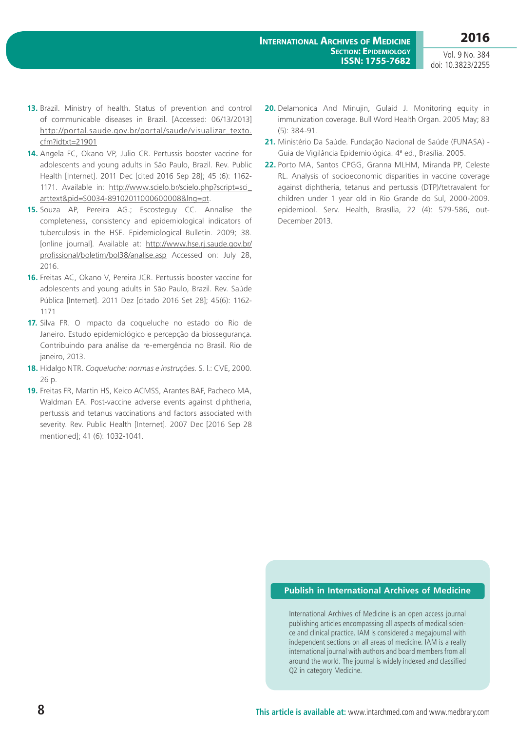13. Brazil. Ministry of health. Status of prevention and control of communicable diseases in Brazil. [Accessed: 06/13/2013] http://portal.saude.gov.br/portal/saude/visualizar_texto.cfm?idtxt=21901

14. Angela FC, Okano VP, Julio CR. Pertussis booster vaccine for adolescents and young adults in São Paulo, Brazil. Rev. Public Health [Internet]. 2011 Dec [cited 2016 Sep 28]; 45 (6): 1162-1171. Available in: http://www.scielo.br/scielo.php?script=sci_arttext&pid=S0034-89102011000600008&lng=pt.

15. Souza AP, Pereira AG.; Escosteguy CC. Annalise the completeness, consistency and epidemiological indicators of tuberculosis in the HSE. Epidemiological Bulletin. 2009; 38. [online journal]. Available at: http://www.hse.rj.saude.gov.br/profissional/boletim/bol38/analise.asp Accessed on: July 28, 2016.

16. Freitas AC, Okano V, Pereira JCR. Pertussis booster vaccine for adolescents and young adults in São Paulo, Brazil. Rev. Saúde Pública [Internet]. 2011 Dez [citado 2016 Set 28]; 45(6): 1162-1171

17. Silva FR. O impacto da coqueluche no estado do Rio de Janeiro. Estudo epidemiológico e percepção da biossegurança. Contribuindo para análise da re-emergência no Brasil. Rio de janeiro, 2013.

18. Hidalgo NTR. *Coqueluche: normas e instruções*. S. l.: CVE, 2000. 26 p.

19. Freitas FR, Martin HS, Keico ACMSS, Arantes BAF, Pacheco MA, Waldman EA. Post-vaccine adverse events against diphtheria, pertussis and tetanus vaccinations and factors associated with severity. Rev. Public Health [Internet]. 2007 Dec [2016 Sep 28 mentioned]; 41 (6): 1032-1041.

20. Delamonica And Minujin, Gulaid J. Monitoring equity in immunization coverage. Bull Word Health Organ. 2005 May; 83 (5): 384-91.

21. Ministério Da Saúde. Fundação Nacional de Saúde (FUNASA) - Guia de Vigilância Epidemiológica. 4ª ed., Brasília. 2005.

22. Porto MA, Santos CPGG, Granna MLHM, Miranda PP, Celeste RL. Analysis of socioeconomic disparities in vaccine coverage against diphtheria, tetanus and pertussis (DTP)/tetravalent for children under 1 year old in Rio Grande do Sul, 2000-2009. epidemiool. Serv. Health, Brasília, 22 (4): 579-586, out-December 2013.

**Publish in International Archives of Medicine**

International Archives of Medicine is an open access journal publishing articles encompassing all aspects of medical science and clinical practice. IAM is considered a megajournal with independent sections on all areas of medicine. IAM is a really international journal with authors and board members from all around the world. The journal is widely indexed and classified Q2 in category Medicine.